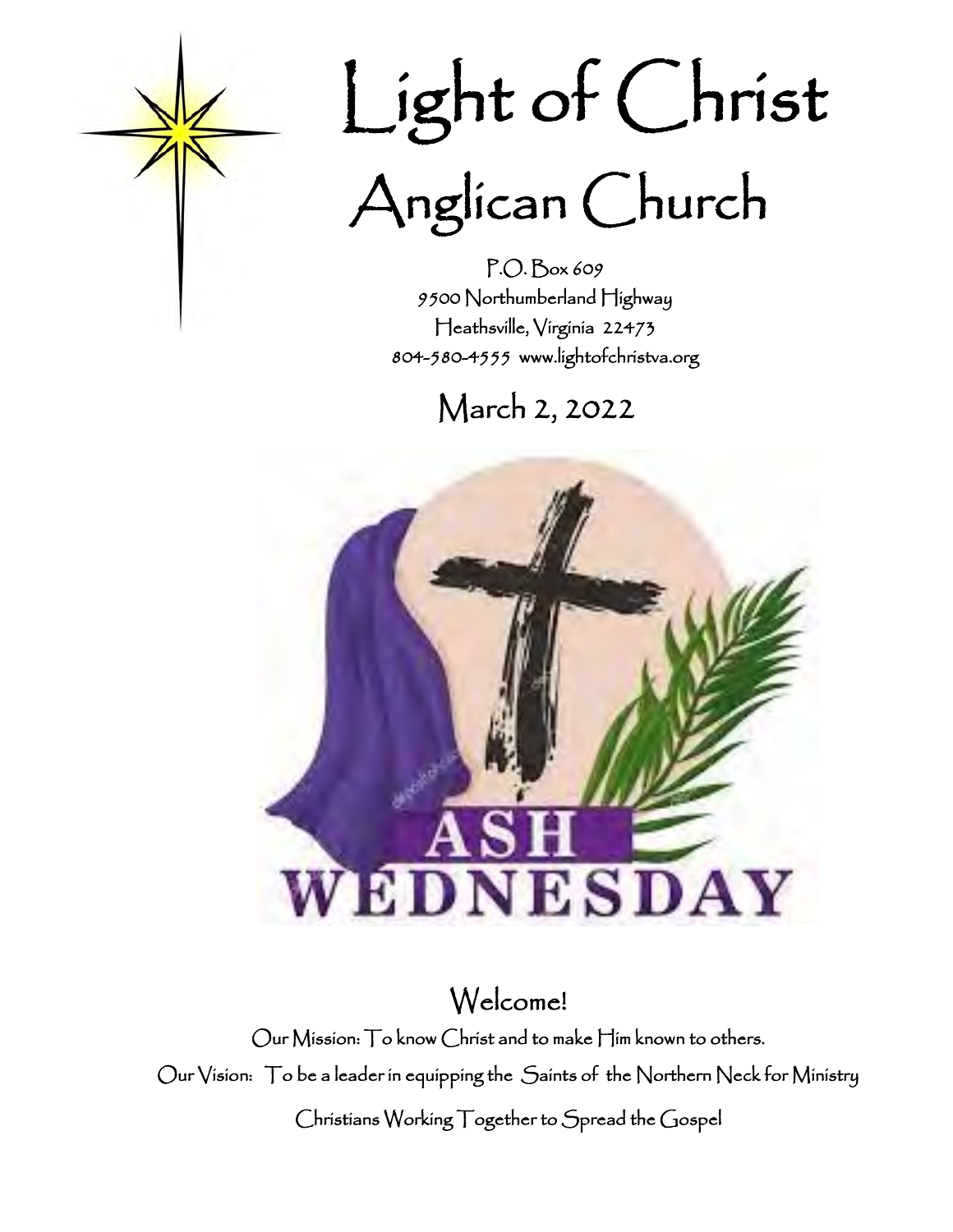# Light of Christ Anglican Church

P.O. Box 609
9500 Northumberland Highway
Heathsville, Virginia 22473
804-580-4555 www.lightofchristva.org

## March 2, 2022

ASH WEDNESDAY

## Welcome!

Our Mission: To know Christ and to make Him known to others.

Our Vision: To be a leader in equipping the Saints of the Northern Neck for Ministry

Christians Working Together to Spread the Gospel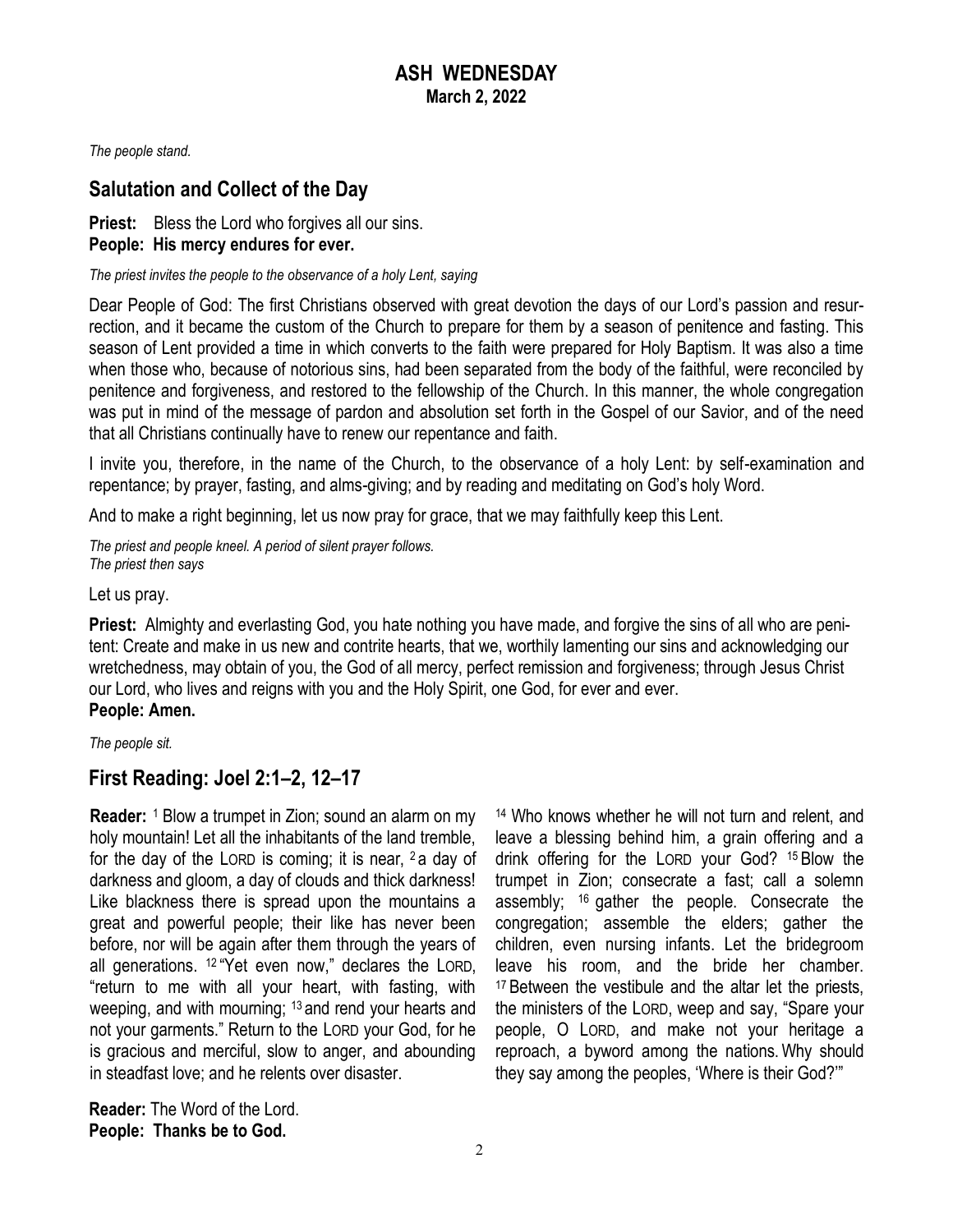# ASH WEDNESDAY
**March 2, 2022**

*The people stand.*

## Salutation and Collect of the Day

**Priest:** Bless the Lord who forgives all our sins.
**People: His mercy endures for ever.**

*The priest invites the people to the observance of a holy Lent, saying*

Dear People of God: The first Christians observed with great devotion the days of our Lord's passion and resurrection, and it became the custom of the Church to prepare for them by a season of penitence and fasting. This season of Lent provided a time in which converts to the faith were prepared for Holy Baptism. It was also a time when those who, because of notorious sins, had been separated from the body of the faithful, were reconciled by penitence and forgiveness, and restored to the fellowship of the Church. In this manner, the whole congregation was put in mind of the message of pardon and absolution set forth in the Gospel of our Savior, and of the need that all Christians continually have to renew our repentance and faith.

I invite you, therefore, in the name of the Church, to the observance of a holy Lent: by self-examination and repentance; by prayer, fasting, and alms-giving; and by reading and meditating on God's holy Word.

And to make a right beginning, let us now pray for grace, that we may faithfully keep this Lent.

*The priest and people kneel. A period of silent prayer follows.*
*The priest then says*

Let us pray.

**Priest:** Almighty and everlasting God, you hate nothing you have made, and forgive the sins of all who are penitent: Create and make in us new and contrite hearts, that we, worthily lamenting our sins and acknowledging our wretchedness, may obtain of you, the God of all mercy, perfect remission and forgiveness; through Jesus Christ our Lord, who lives and reigns with you and the Holy Spirit, one God, for ever and ever.
**People: Amen.**

*The people sit.*

## First Reading: Joel 2:1–2, 12–17

**Reader:** [1] Blow a trumpet in Zion; sound an alarm on my holy mountain! Let all the inhabitants of the land tremble, for the day of the LORD is coming; it is near, [2] a day of darkness and gloom, a day of clouds and thick darkness! Like blackness there is spread upon the mountains a great and powerful people; their like has never been before, nor will be again after them through the years of all generations. [12] "Yet even now," declares the LORD, "return to me with all your heart, with fasting, with weeping, and with mourning; [13] and rend your hearts and not your garments." Return to the LORD your God, for he is gracious and merciful, slow to anger, and abounding in steadfast love; and he relents over disaster. [14] Who knows whether he will not turn and relent, and leave a blessing behind him, a grain offering and a drink offering for the LORD your God? [15] Blow the trumpet in Zion; consecrate a fast; call a solemn assembly; [16] gather the people. Consecrate the congregation; assemble the elders; gather the children, even nursing infants. Let the bridegroom leave his room, and the bride her chamber. [17] Between the vestibule and the altar let the priests, the ministers of the LORD, weep and say, "Spare your people, O LORD, and make not your heritage a reproach, a byword among the nations. Why should they say among the peoples, 'Where is their God?'"

**Reader:** The Word of the Lord.
**People: Thanks be to God.**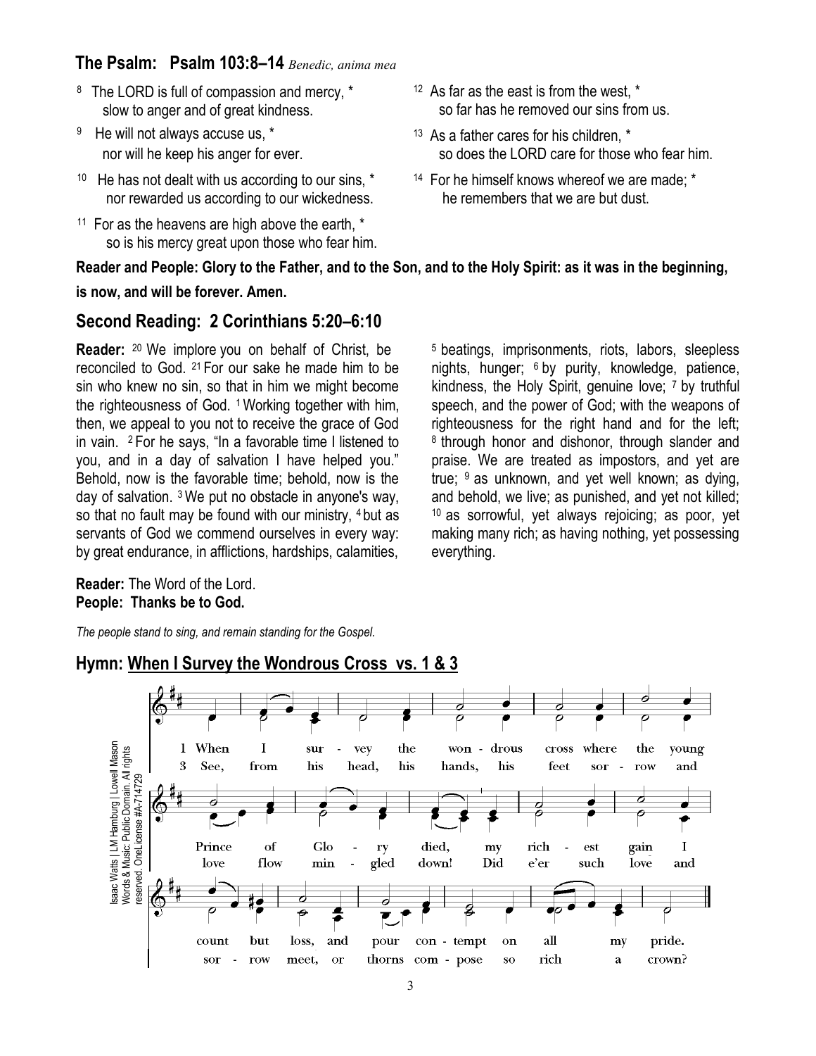## The Psalm: Psalm 103:8–14 *Benedic, anima mea*

[8] The LORD is full of compassion and mercy, *
slow to anger and of great kindness.

[9] He will not always accuse us, *
nor will he keep his anger for ever.

[10] He has not dealt with us according to our sins, *
nor rewarded us according to our wickedness.

[11] For as the heavens are high above the earth, *
so is his mercy great upon those who fear him.

[12] As far as the east is from the west, *
so far has he removed our sins from us.

[13] As a father cares for his children, *
so does the LORD care for those who fear him.

[14] For he himself knows whereof we are made; *
he remembers that we are but dust.

**Reader and People: Glory to the Father, and to the Son, and to the Holy Spirit: as it was in the beginning, is now, and will be forever. Amen.**

## Second Reading: 2 Corinthians 5:20–6:10

**Reader:** [20] We implore you on behalf of Christ, be reconciled to God. [21] For our sake he made him to be sin who knew no sin, so that in him we might become the righteousness of God. [1] Working together with him, then, we appeal to you not to receive the grace of God in vain. [2] For he says, "In a favorable time I listened to you, and in a day of salvation I have helped you." Behold, now is the favorable time; behold, now is the day of salvation. [3] We put no obstacle in anyone's way, so that no fault may be found with our ministry, [4] but as servants of God we commend ourselves in every way: by great endurance, in afflictions, hardships, calamities, [5] beatings, imprisonments, riots, labors, sleepless nights, hunger; [6] by purity, knowledge, patience, kindness, the Holy Spirit, genuine love; [7] by truthful speech, and the power of God; with the weapons of righteousness for the right hand and for the left; [8] through honor and dishonor, through slander and praise. We are treated as impostors, and yet are true; [9] as unknown, and yet well known; as dying, and behold, we live; as punished, and yet not killed; [10] as sorrowful, yet always rejoicing; as poor, yet making many rich; as having nothing, yet possessing everything.

**Reader:** The Word of the Lord.
**People: Thanks be to God.**

*The people stand to sing, and remain standing for the Gospel.*

## Hymn: When I Survey the Wondrous Cross vs. 1 & 3

1 When I survey the wondrous cross where the young Prince of Glory died, my richest gain I count but loss, and pour contempt on all my pride.

3 See, from his head, his hands, his feet sorrow and love flow mingled down! Did e'er such love and sorrow meet, or thorns compose so rich a crown?

Isaac Watts | LM Hamburg | Lowell Mason
Words & Music: Public Domain. All rights reserved. OneLicense #A-714729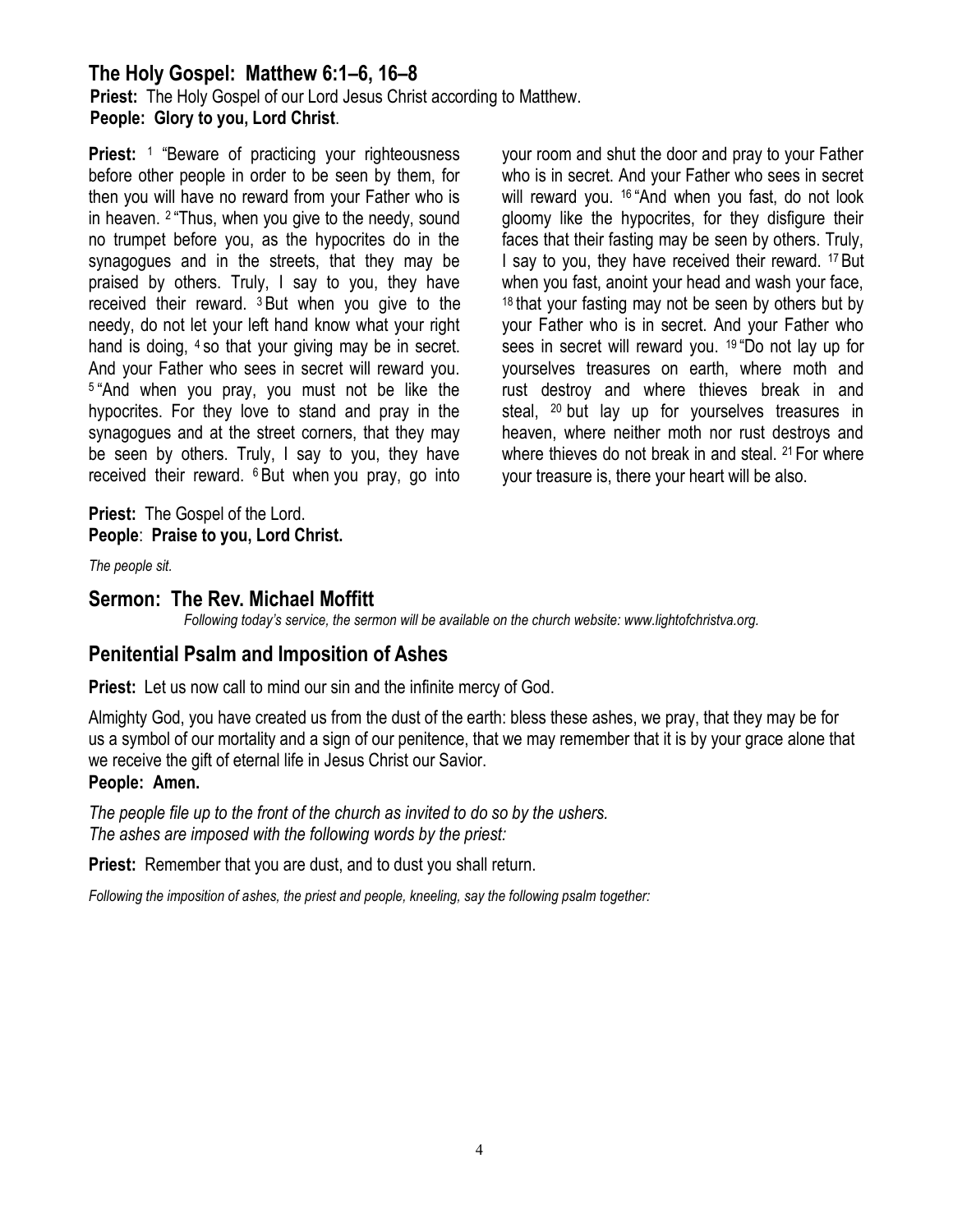## The Holy Gospel: Matthew 6:1–6, 16–8

**Priest:** The Holy Gospel of our Lord Jesus Christ according to Matthew.
**People: Glory to you, Lord Christ**.

**Priest:** [1] "Beware of practicing your righteousness before other people in order to be seen by them, for then you will have no reward from your Father who is in heaven. [2] "Thus, when you give to the needy, sound no trumpet before you, as the hypocrites do in the synagogues and in the streets, that they may be praised by others. Truly, I say to you, they have received their reward. [3] But when you give to the needy, do not let your left hand know what your right hand is doing, [4] so that your giving may be in secret. And your Father who sees in secret will reward you. [5] "And when you pray, you must not be like the hypocrites. For they love to stand and pray in the synagogues and at the street corners, that they may be seen by others. Truly, I say to you, they have received their reward. [6] But when you pray, go into your room and shut the door and pray to your Father who is in secret. And your Father who sees in secret will reward you. [16] "And when you fast, do not look gloomy like the hypocrites, for they disfigure their faces that their fasting may be seen by others. Truly, I say to you, they have received their reward. [17] But when you fast, anoint your head and wash your face, [18] that your fasting may not be seen by others but by your Father who is in secret. And your Father who sees in secret will reward you. [19] "Do not lay up for yourselves treasures on earth, where moth and rust destroy and where thieves break in and steal, [20] but lay up for yourselves treasures in heaven, where neither moth nor rust destroys and where thieves do not break in and steal. [21] For where your treasure is, there your heart will be also.

**Priest:** The Gospel of the Lord.
**People**: **Praise to you, Lord Christ.**

*The people sit.*

## Sermon: The Rev. Michael Moffitt

*Following today's service, the sermon will be available on the church website: www.lightofchristva.org.*

## Penitential Psalm and Imposition of Ashes

**Priest:** Let us now call to mind our sin and the infinite mercy of God.

Almighty God, you have created us from the dust of the earth: bless these ashes, we pray, that they may be for us a symbol of our mortality and a sign of our penitence, that we may remember that it is by your grace alone that we receive the gift of eternal life in Jesus Christ our Savior.
**People: Amen.**

*The people file up to the front of the church as invited to do so by the ushers.*
*The ashes are imposed with the following words by the priest:*

**Priest:** Remember that you are dust, and to dust you shall return.

*Following the imposition of ashes, the priest and people, kneeling, say the following psalm together:*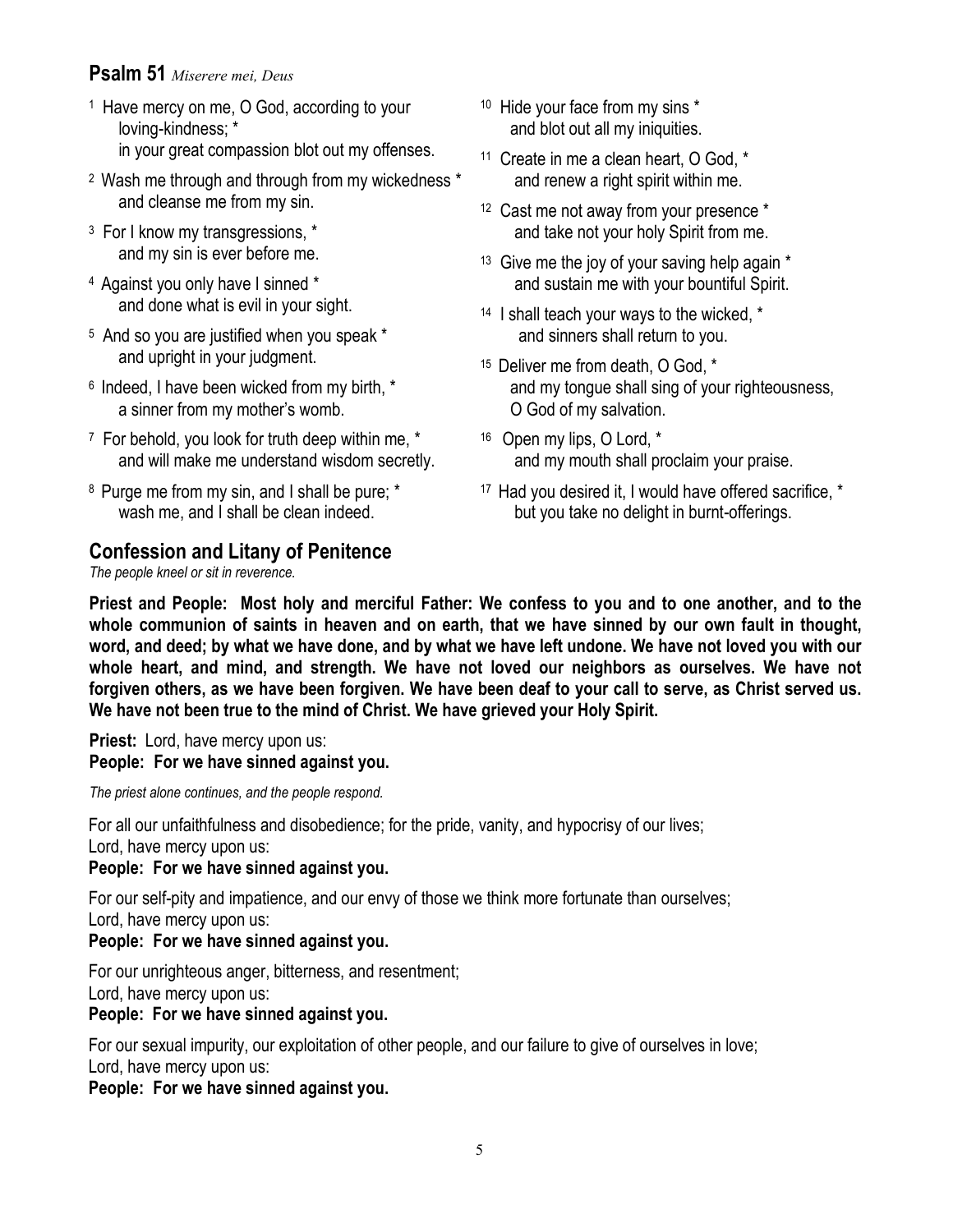## Psalm 51 *Miserere mei, Deus*

1 Have mercy on me, O God, according to your loving-kindness; *
in your great compassion blot out my offenses.

2 Wash me through and through from my wickedness *
and cleanse me from my sin.

3 For I know my transgressions, *
and my sin is ever before me.

4 Against you only have I sinned *
and done what is evil in your sight.

5 And so you are justified when you speak *
and upright in your judgment.

6 Indeed, I have been wicked from my birth, *
a sinner from my mother's womb.

7 For behold, you look for truth deep within me, *
and will make me understand wisdom secretly.

8 Purge me from my sin, and I shall be pure; *
wash me, and I shall be clean indeed.

10 Hide your face from my sins *
and blot out all my iniquities.

11 Create in me a clean heart, O God, *
and renew a right spirit within me.

12 Cast me not away from your presence *
and take not your holy Spirit from me.

13 Give me the joy of your saving help again *
and sustain me with your bountiful Spirit.

14 I shall teach your ways to the wicked, *
and sinners shall return to you.

15 Deliver me from death, O God, *
and my tongue shall sing of your righteousness, O God of my salvation.

16 Open my lips, O Lord, *
and my mouth shall proclaim your praise.

17 Had you desired it, I would have offered sacrifice, *
but you take no delight in burnt-offerings.

## Confession and Litany of Penitence

*The people kneel or sit in reverence.*

**Priest and People: Most holy and merciful Father: We confess to you and to one another, and to the whole communion of saints in heaven and on earth, that we have sinned by our own fault in thought, word, and deed; by what we have done, and by what we have left undone. We have not loved you with our whole heart, and mind, and strength. We have not loved our neighbors as ourselves. We have not forgiven others, as we have been forgiven. We have been deaf to your call to serve, as Christ served us. We have not been true to the mind of Christ. We have grieved your Holy Spirit.**

**Priest:** Lord, have mercy upon us:
**People: For we have sinned against you.**

*The priest alone continues, and the people respond.*

For all our unfaithfulness and disobedience; for the pride, vanity, and hypocrisy of our lives;
Lord, have mercy upon us:
**People: For we have sinned against you.**

For our self-pity and impatience, and our envy of those we think more fortunate than ourselves;
Lord, have mercy upon us:
**People: For we have sinned against you.**

For our unrighteous anger, bitterness, and resentment;
Lord, have mercy upon us:
**People: For we have sinned against you.**

For our sexual impurity, our exploitation of other people, and our failure to give of ourselves in love;
Lord, have mercy upon us:
**People: For we have sinned against you.**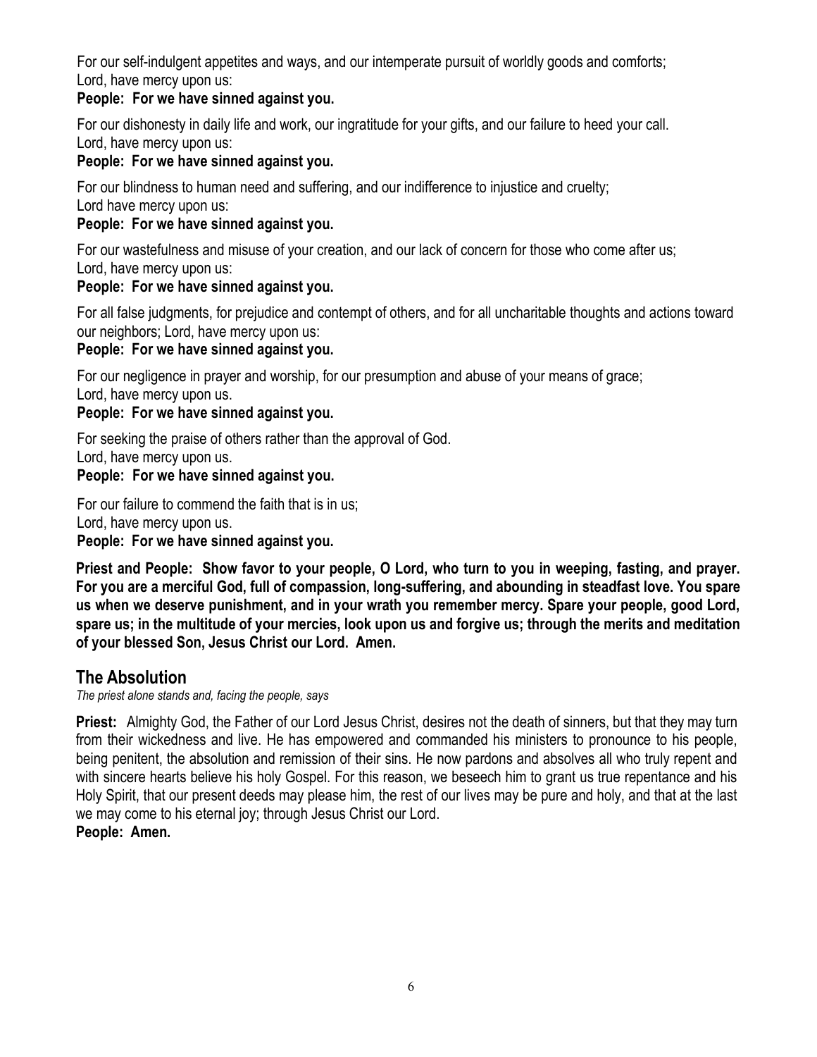For our self-indulgent appetites and ways, and our intemperate pursuit of worldly goods and comforts;
Lord, have mercy upon us:

**People: For we have sinned against you.**

For our dishonesty in daily life and work, our ingratitude for your gifts, and our failure to heed your call.
Lord, have mercy upon us:

**People: For we have sinned against you.**

For our blindness to human need and suffering, and our indifference to injustice and cruelty;
Lord have mercy upon us:

**People: For we have sinned against you.**

For our wastefulness and misuse of your creation, and our lack of concern for those who come after us;
Lord, have mercy upon us:

**People: For we have sinned against you.**

For all false judgments, for prejudice and contempt of others, and for all uncharitable thoughts and actions toward our neighbors; Lord, have mercy upon us:

**People: For we have sinned against you.**

For our negligence in prayer and worship, for our presumption and abuse of your means of grace;
Lord, have mercy upon us.

**People: For we have sinned against you.**

For seeking the praise of others rather than the approval of God.
Lord, have mercy upon us.

**People: For we have sinned against you.**

For our failure to commend the faith that is in us;
Lord, have mercy upon us.

**People: For we have sinned against you.**

**Priest and People: Show favor to your people, O Lord, who turn to you in weeping, fasting, and prayer. For you are a merciful God, full of compassion, long-suffering, and abounding in steadfast love. You spare us when we deserve punishment, and in your wrath you remember mercy. Spare your people, good Lord, spare us; in the multitude of your mercies, look upon us and forgive us; through the merits and meditation of your blessed Son, Jesus Christ our Lord. Amen.**

## The Absolution

*The priest alone stands and, facing the people, says*

**Priest:** Almighty God, the Father of our Lord Jesus Christ, desires not the death of sinners, but that they may turn from their wickedness and live. He has empowered and commanded his ministers to pronounce to his people, being penitent, the absolution and remission of their sins. He now pardons and absolves all who truly repent and with sincere hearts believe his holy Gospel. For this reason, we beseech him to grant us true repentance and his Holy Spirit, that our present deeds may please him, the rest of our lives may be pure and holy, and that at the last we may come to his eternal joy; through Jesus Christ our Lord.

**People: Amen.**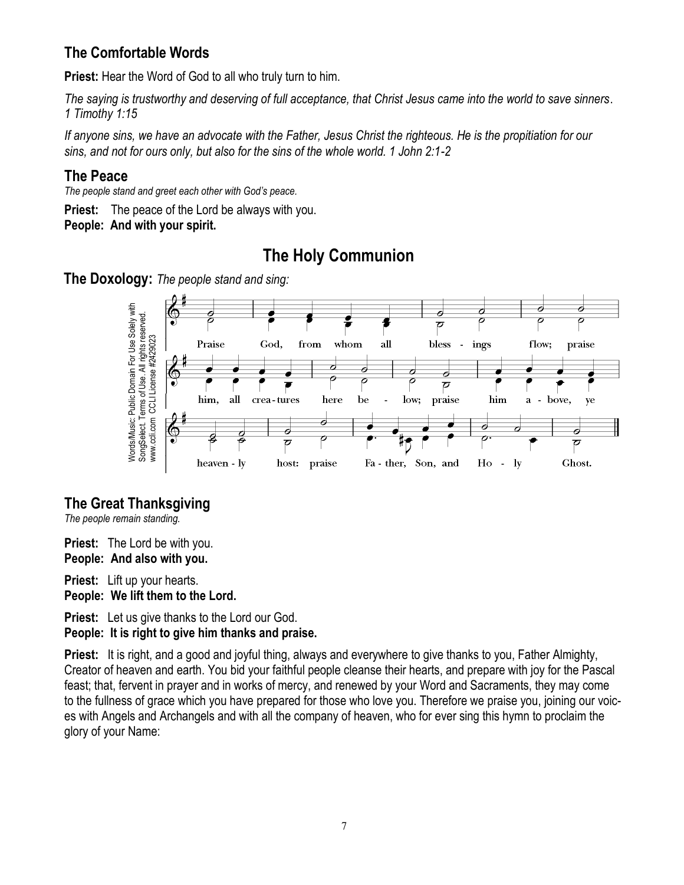## The Comfortable Words

**Priest:** Hear the Word of God to all who truly turn to him.

*The saying is trustworthy and deserving of full acceptance, that Christ Jesus came into the world to save sinners. 1 Timothy 1:15*

*If anyone sins, we have an advocate with the Father, Jesus Christ the righteous. He is the propitiation for our sins, and not for ours only, but also for the sins of the whole world. 1 John 2:1-2*

## The Peace

*The people stand and greet each other with God's peace.*

**Priest:** The peace of the Lord be always with you.
**People: And with your spirit.**

# The Holy Communion

**The Doxology:** *The people stand and sing:*

Words/Music: Public Domain For Use Solely with SongSelect. Terms of Use. All rights reserved. www.ccli.com CCLI License #2429023

Praise God, from whom all blessings flow; praise him, all creatures here below; praise him above, ye heavenly host: praise Father, Son, and Holy Ghost.

## The Great Thanksgiving

*The people remain standing.*

**Priest:** The Lord be with you.
**People: And also with you.**

**Priest:** Lift up your hearts.
**People: We lift them to the Lord.**

**Priest:** Let us give thanks to the Lord our God.
**People: It is right to give him thanks and praise.**

**Priest:** It is right, and a good and joyful thing, always and everywhere to give thanks to you, Father Almighty, Creator of heaven and earth. You bid your faithful people cleanse their hearts, and prepare with joy for the Pascal feast; that, fervent in prayer and in works of mercy, and renewed by your Word and Sacraments, they may come to the fullness of grace which you have prepared for those who love you. Therefore we praise you, joining our voices with Angels and Archangels and with all the company of heaven, who for ever sing this hymn to proclaim the glory of your Name: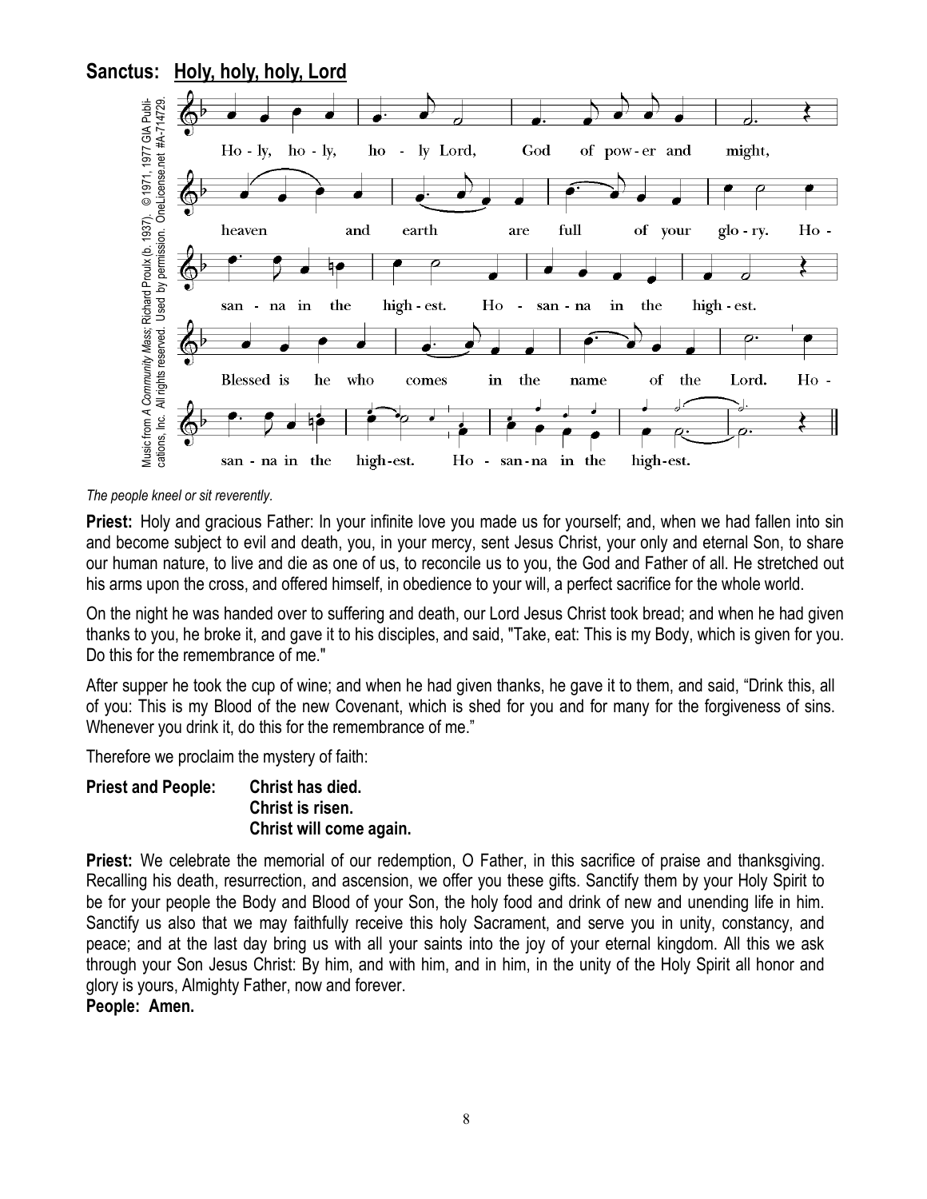## Sanctus: Holy, holy, holy, Lord

Music from *A Community Mass*; Richard Proulx (b. 1937). © 1971, 1977 GIA Publications, Inc. All rights reserved. Used by permission. OneLicense.net #A-714729.

Holy, holy, holy Lord, God of power and might, heaven and earth are full of your glory. Hosanna in the highest. Hosanna in the highest. Blessed is he who comes in the name of the Lord. Hosanna in the highest. Hosanna in the highest.

*The people kneel or sit reverently.*

**Priest:** Holy and gracious Father: In your infinite love you made us for yourself; and, when we had fallen into sin and become subject to evil and death, you, in your mercy, sent Jesus Christ, your only and eternal Son, to share our human nature, to live and die as one of us, to reconcile us to you, the God and Father of all. He stretched out his arms upon the cross, and offered himself, in obedience to your will, a perfect sacrifice for the whole world.

On the night he was handed over to suffering and death, our Lord Jesus Christ took bread; and when he had given thanks to you, he broke it, and gave it to his disciples, and said, "Take, eat: This is my Body, which is given for you. Do this for the remembrance of me."

After supper he took the cup of wine; and when he had given thanks, he gave it to them, and said, "Drink this, all of you: This is my Blood of the new Covenant, which is shed for you and for many for the forgiveness of sins. Whenever you drink it, do this for the remembrance of me."

Therefore we proclaim the mystery of faith:

**Priest and People: Christ has died.**
**Christ is risen.**
**Christ will come again.**

**Priest:** We celebrate the memorial of our redemption, O Father, in this sacrifice of praise and thanksgiving. Recalling his death, resurrection, and ascension, we offer you these gifts. Sanctify them by your Holy Spirit to be for your people the Body and Blood of your Son, the holy food and drink of new and unending life in him. Sanctify us also that we may faithfully receive this holy Sacrament, and serve you in unity, constancy, and peace; and at the last day bring us with all your saints into the joy of your eternal kingdom. All this we ask through your Son Jesus Christ: By him, and with him, and in him, in the unity of the Holy Spirit all honor and glory is yours, Almighty Father, now and forever.

**People: Amen.**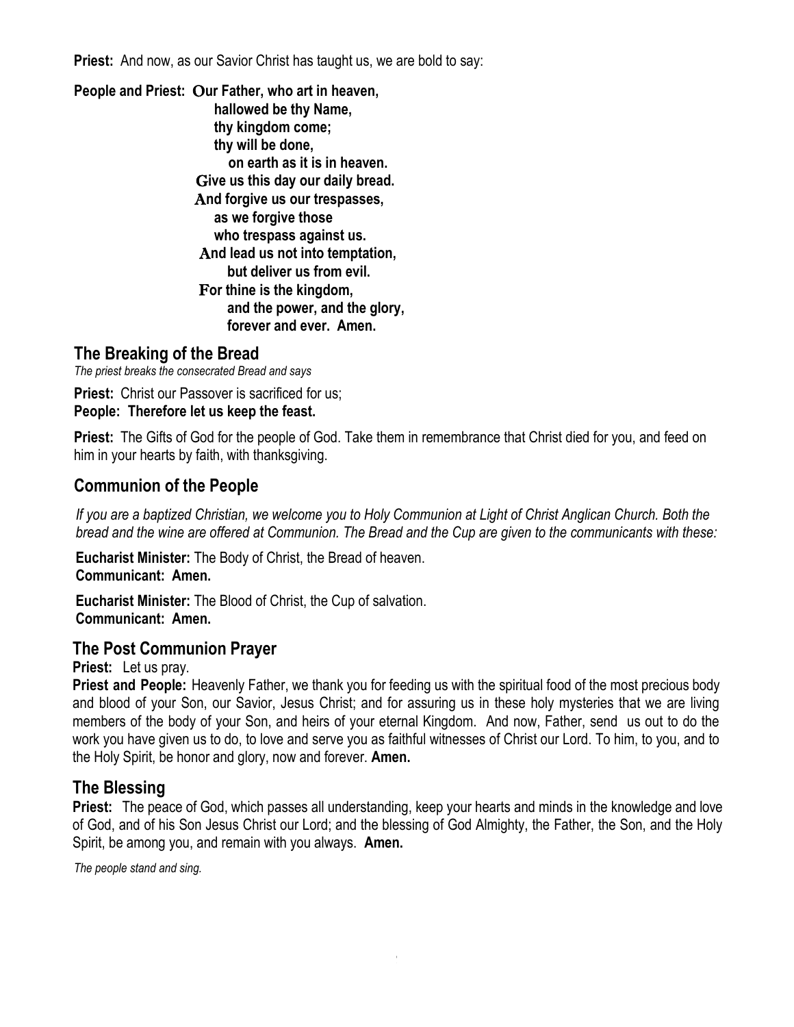**Priest:** And now, as our Savior Christ has taught us, we are bold to say:

**People and Priest: Our Father, who art in heaven,**
**hallowed be thy Name,**
**thy kingdom come;**
**thy will be done,**
**on earth as it is in heaven.**
**Give us this day our daily bread.**
**And forgive us our trespasses,**
**as we forgive those**
**who trespass against us.**
**And lead us not into temptation,**
**but deliver us from evil.**
**For thine is the kingdom,**
**and the power, and the glory,**
**forever and ever. Amen.**

## The Breaking of the Bread

*The priest breaks the consecrated Bread and says*

**Priest:** Christ our Passover is sacrificed for us;
**People: Therefore let us keep the feast.**

**Priest:** The Gifts of God for the people of God. Take them in remembrance that Christ died for you, and feed on him in your hearts by faith, with thanksgiving.

## Communion of the People

*If you are a baptized Christian, we welcome you to Holy Communion at Light of Christ Anglican Church. Both the bread and the wine are offered at Communion. The Bread and the Cup are given to the communicants with these:*

**Eucharist Minister:** The Body of Christ, the Bread of heaven.
**Communicant: Amen.**

**Eucharist Minister:** The Blood of Christ, the Cup of salvation.
**Communicant: Amen.**

## The Post Communion Prayer

**Priest:** Let us pray.
**Priest and People:** Heavenly Father, we thank you for feeding us with the spiritual food of the most precious body and blood of your Son, our Savior, Jesus Christ; and for assuring us in these holy mysteries that we are living members of the body of your Son, and heirs of your eternal Kingdom. And now, Father, send us out to do the work you have given us to do, to love and serve you as faithful witnesses of Christ our Lord. To him, to you, and to the Holy Spirit, be honor and glory, now and forever. **Amen.**

## The Blessing

**Priest:** The peace of God, which passes all understanding, keep your hearts and minds in the knowledge and love of God, and of his Son Jesus Christ our Lord; and the blessing of God Almighty, the Father, the Son, and the Holy Spirit, be among you, and remain with you always. **Amen.**

*The people stand and sing.*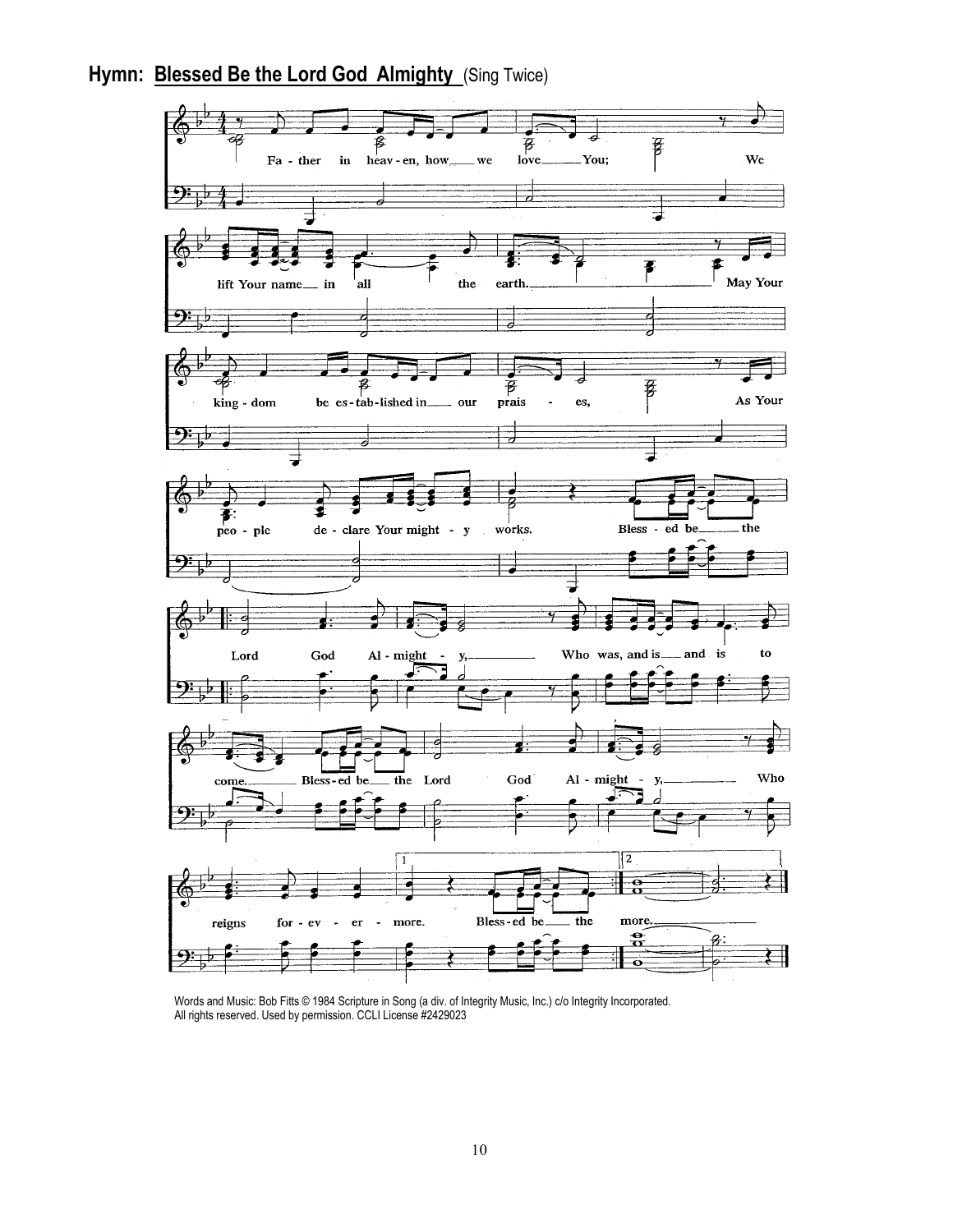**Hymn: Blessed Be the Lord God Almighty** (Sing Twice)

Fa - ther in heav - en, how we love You; We lift Your name in all the earth. May Your king - dom be es - tab - lished in our prais - es, As Your peo - ple de - clare Your might - y works. Bless - ed be the Lord God Al - might - y, Who was, and is and is to come. Bless - ed be the Lord God Al - might - y, Who reigns for - ev - er - more. Bless - ed be the more.

Words and Music: Bob Fitts © 1984 Scripture in Song (a div. of Integrity Music, Inc.) c/o Integrity Incorporated. All rights reserved. Used by permission. CCLI License #2429023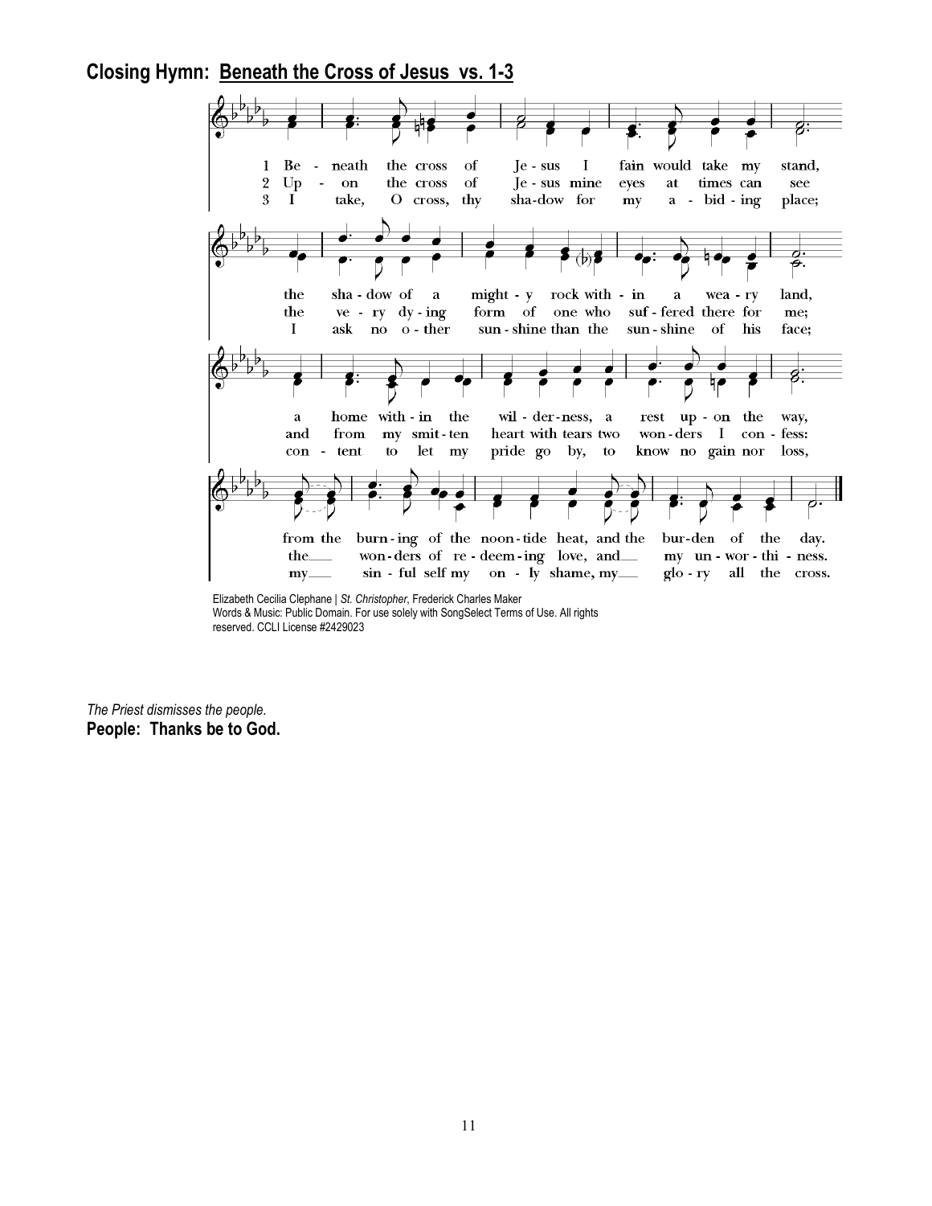## Closing Hymn: Beneath the Cross of Jesus vs. 1-3

1 Be - neath the cross of Je - sus I fain would take my stand,
the sha - dow of a might - y rock with - in a wea - ry land,
a home with - in the wil - der - ness, a rest up - on the way,
from the burn - ing of the noon - tide heat, and the bur - den of the day.

2 Up - on the cross of Je - sus mine eyes at times can see
the ve - ry dy - ing form of one who suf - fered there for me;
and from my smit - ten heart with tears two won - ders I con - fess:
the won - ders of re - deem - ing love, and my un - wor - thi - ness.

3 I take, O cross, thy sha - dow for my a - bid - ing place;
I ask no o - ther sun - shine than the sun - shine of his face;
con - tent to let my pride go by, to know no gain nor loss,
my sin - ful self my on - ly shame, my glo - ry all the cross.

Elizabeth Cecilia Clephane | *St. Christopher*, Frederick Charles Maker
Words & Music: Public Domain. For use solely with SongSelect Terms of Use. All rights reserved. CCLI License #2429023

*The Priest dismisses the people.*
**People: Thanks be to God.**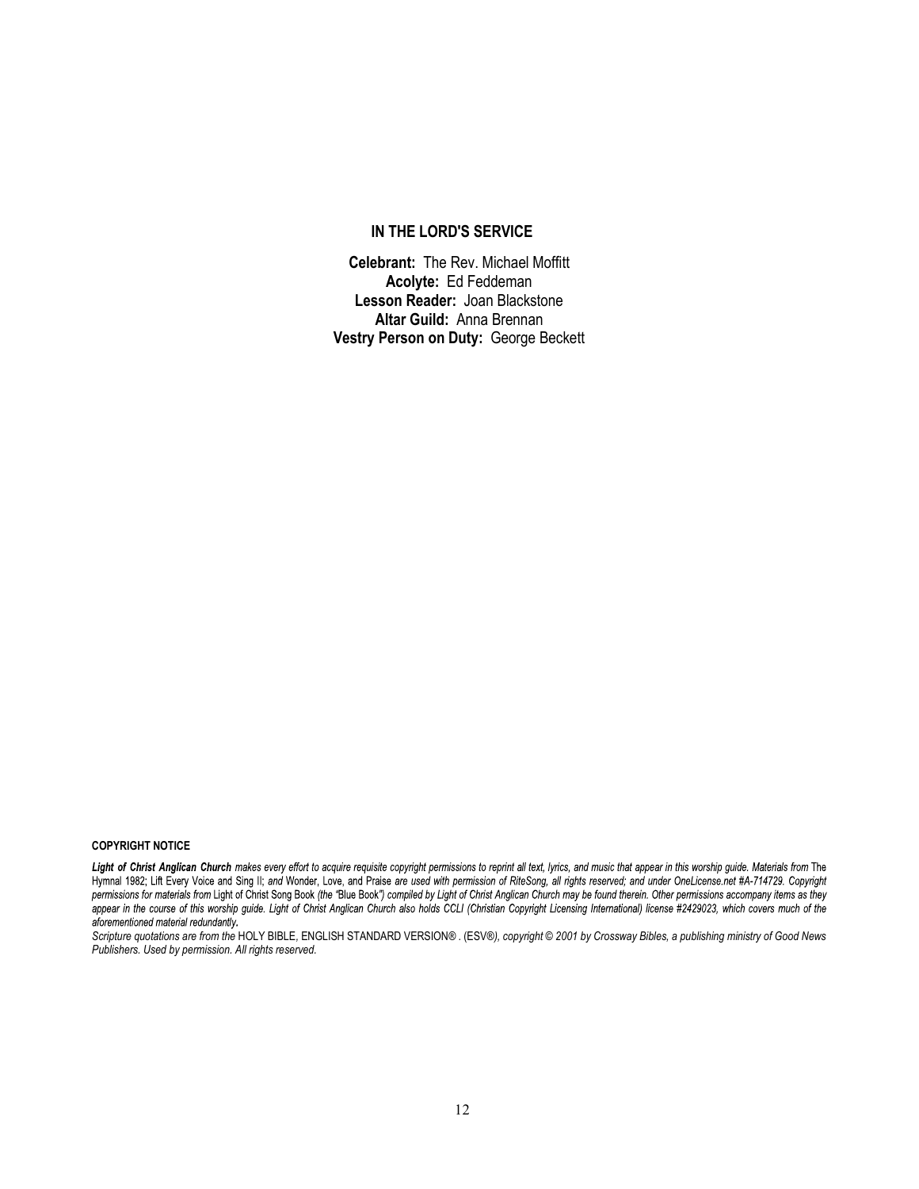## IN THE LORD'S SERVICE

**Celebrant:** The Rev. Michael Moffitt
**Acolyte:** Ed Feddeman
**Lesson Reader:** Joan Blackstone
**Altar Guild:** Anna Brennan
**Vestry Person on Duty:** George Beckett

**COPYRIGHT NOTICE**

***Light of Christ Anglican Church*** *makes every effort to acquire requisite copyright permissions to reprint all text, lyrics, and music that appear in this worship guide. Materials from* The Hymnal 1982; Lift Every Voice and Sing II; *and* Wonder, Love, and Praise *are used with permission of RiteSong, all rights reserved; and under OneLicense.net #A-714729. Copyright permissions for materials from* Light of Christ Song Book *(the "*Blue Book*") compiled by Light of Christ Anglican Church may be found therein. Other permissions accompany items as they appear in the course of this worship guide. Light of Christ Anglican Church also holds CCLI (Christian Copyright Licensing International) license #2429023, which covers much of the aforementioned material redundantly.*

*Scripture quotations are from the* HOLY BIBLE, ENGLISH STANDARD VERSION® . (ESV®*), copyright © 2001 by Crossway Bibles, a publishing ministry of Good News Publishers. Used by permission. All rights reserved.*